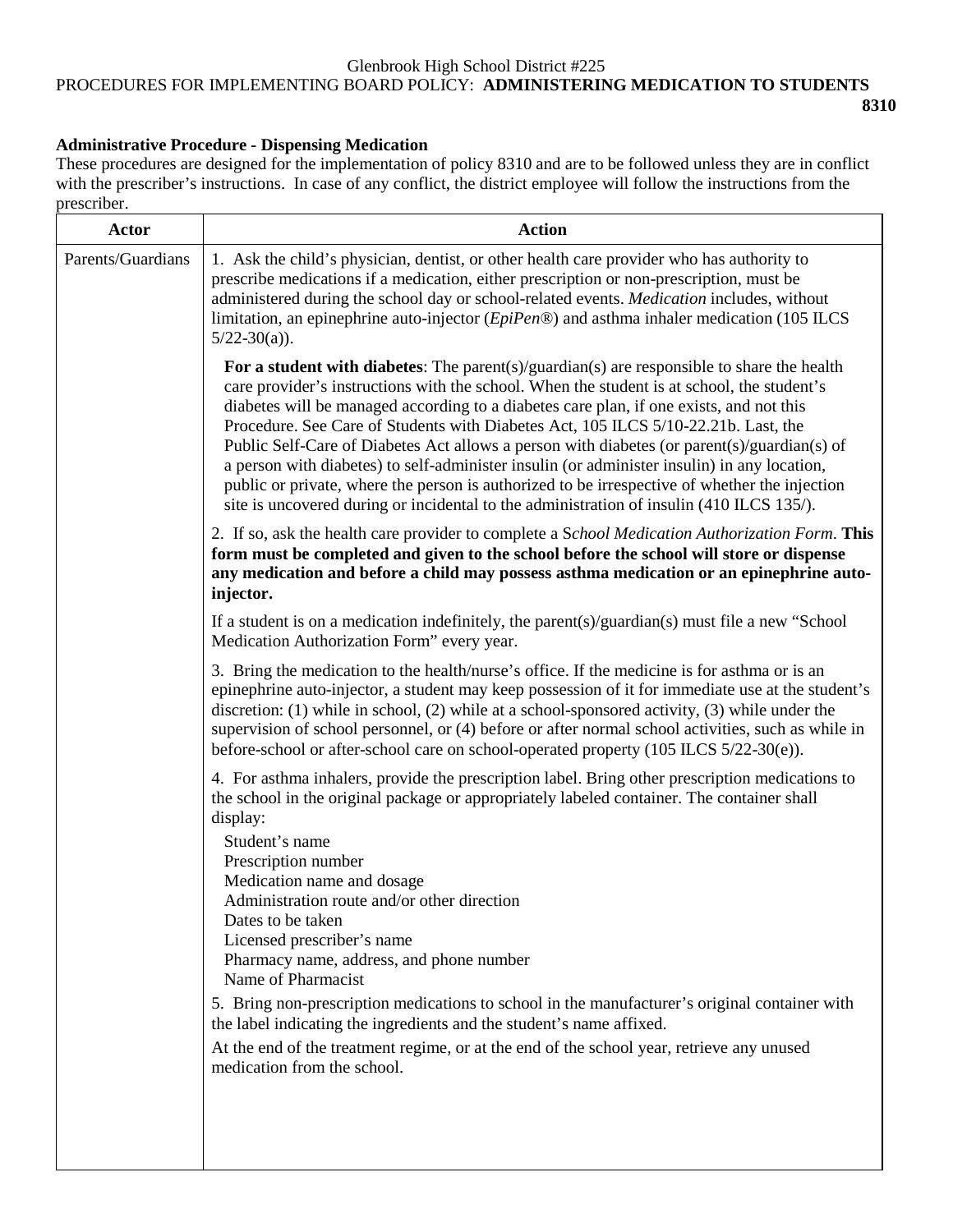Glenbrook High School District #225

PROCEDURES FOR IMPLEMENTING BOARD POLICY: **ADMINISTERING MEDICATION TO STUDENTS**

**8310**

**Administrative Procedure - Dispensing Medication**

These procedures are designed for the implementation of policy 8310 and are to be followed unless they are in conflict with the prescriber's instructions. In case of any conflict, the district employee will follow the instructions from the prescriber.

| Actor | Action |
|---|---|
| Parents/Guardians | 1. Ask the child's physician, dentist, or other health care provider who has authority to prescribe medications if a medication, either prescription or non-prescription, must be administered during the school day or school-related events. *Medication* includes, without limitation, an epinephrine auto-injector (*EpiPen*®) and asthma inhaler medication (105 ILCS 5/22-30(a)).<br><br>**For a student with diabetes**: The parent(s)/guardian(s) are responsible to share the health care provider's instructions with the school. When the student is at school, the student's diabetes will be managed according to a diabetes care plan, if one exists, and not this Procedure. See Care of Students with Diabetes Act, 105 ILCS 5/10-22.21b. Last, the Public Self-Care of Diabetes Act allows a person with diabetes (or parent(s)/guardian(s) of a person with diabetes) to self-administer insulin (or administer insulin) in any location, public or private, where the person is authorized to be irrespective of whether the injection site is uncovered during or incidental to the administration of insulin (410 ILCS 135/).<br><br>2. If so, ask the health care provider to complete a S*chool Medication Authorization Form*. **This form must be completed and given to the school before the school will store or dispense any medication and before a child may possess asthma medication or an epinephrine auto-injector.**<br><br>If a student is on a medication indefinitely, the parent(s)/guardian(s) must file a new "School Medication Authorization Form" every year.<br><br>3. Bring the medication to the health/nurse's office. If the medicine is for asthma or is an epinephrine auto-injector, a student may keep possession of it for immediate use at the student's discretion: (1) while in school, (2) while at a school-sponsored activity, (3) while under the supervision of school personnel, or (4) before or after normal school activities, such as while in before-school or after-school care on school-operated property (105 ILCS 5/22-30(e)).<br><br>4. For asthma inhalers, provide the prescription label. Bring other prescription medications to the school in the original package or appropriately labeled container. The container shall display:<br>Student's name<br>Prescription number<br>Medication name and dosage<br>Administration route and/or other direction<br>Dates to be taken<br>Licensed prescriber's name<br>Pharmacy name, address, and phone number<br>Name of Pharmacist<br><br>5. Bring non-prescription medications to school in the manufacturer's original container with the label indicating the ingredients and the student's name affixed.<br><br>At the end of the treatment regime, or at the end of the school year, retrieve any unused medication from the school. |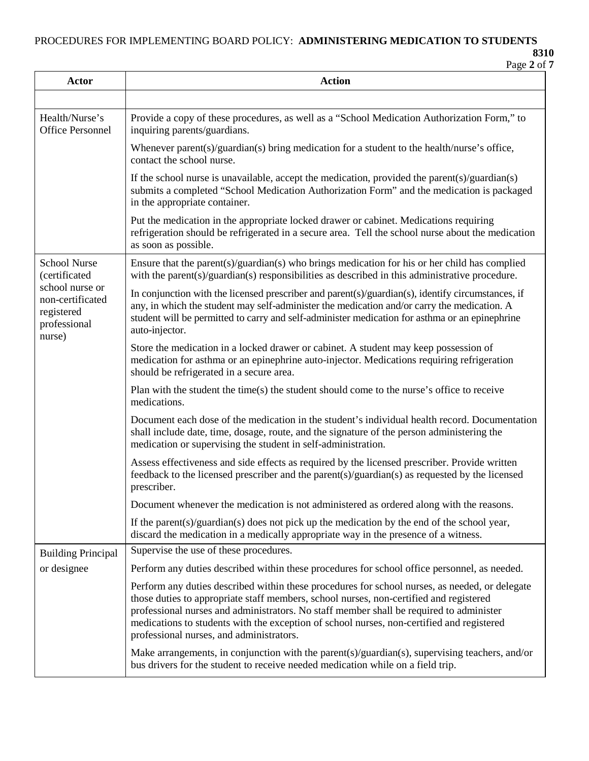PROCEDURES FOR IMPLEMENTING BOARD POLICY: **ADMINISTERING MEDICATION TO STUDENTS**

**8310**

| Actor | Action |
|---|---|
| | |
| Health/Nurse's Office Personnel | Provide a copy of these procedures, as well as a "School Medication Authorization Form," to inquiring parents/guardians.<br><br>Whenever parent(s)/guardian(s) bring medication for a student to the health/nurse's office, contact the school nurse.<br><br>If the school nurse is unavailable, accept the medication, provided the parent(s)/guardian(s) submits a completed "School Medication Authorization Form" and the medication is packaged in the appropriate container.<br><br>Put the medication in the appropriate locked drawer or cabinet. Medications requiring refrigeration should be refrigerated in a secure area. Tell the school nurse about the medication as soon as possible. |
| School Nurse (certificated school nurse or non-certificated registered professional nurse) | Ensure that the parent(s)/guardian(s) who brings medication for his or her child has complied with the parent(s)/guardian(s) responsibilities as described in this administrative procedure.<br><br>In conjunction with the licensed prescriber and parent(s)/guardian(s), identify circumstances, if any, in which the student may self-administer the medication and/or carry the medication. A student will be permitted to carry and self-administer medication for asthma or an epinephrine auto-injector.<br><br>Store the medication in a locked drawer or cabinet. A student may keep possession of medication for asthma or an epinephrine auto-injector. Medications requiring refrigeration should be refrigerated in a secure area.<br><br>Plan with the student the time(s) the student should come to the nurse's office to receive medications.<br><br>Document each dose of the medication in the student's individual health record. Documentation shall include date, time, dosage, route, and the signature of the person administering the medication or supervising the student in self-administration.<br><br>Assess effectiveness and side effects as required by the licensed prescriber. Provide written feedback to the licensed prescriber and the parent(s)/guardian(s) as requested by the licensed prescriber.<br><br>Document whenever the medication is not administered as ordered along with the reasons.<br><br>If the parent(s)/guardian(s) does not pick up the medication by the end of the school year, discard the medication in a medically appropriate way in the presence of a witness. |
| Building Principal or designee | Supervise the use of these procedures.<br><br>Perform any duties described within these procedures for school office personnel, as needed.<br><br>Perform any duties described within these procedures for school nurses, as needed, or delegate those duties to appropriate staff members, school nurses, non-certified and registered professional nurses and administrators. No staff member shall be required to administer medications to students with the exception of school nurses, non-certified and registered professional nurses, and administrators.<br><br>Make arrangements, in conjunction with the parent(s)/guardian(s), supervising teachers, and/or bus drivers for the student to receive needed medication while on a field trip. |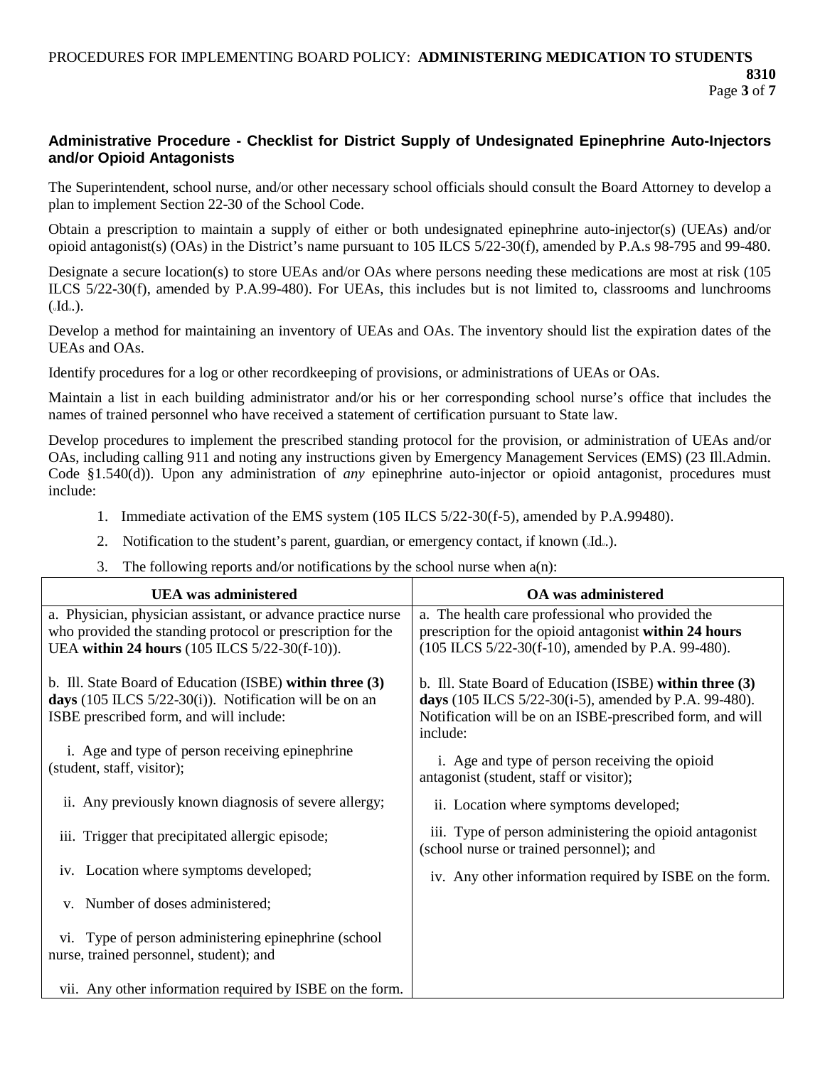### Administrative Procedure - Checklist for District Supply of Undesignated Epinephrine Auto-Injectors and/or Opioid Antagonists

The Superintendent, school nurse, and/or other necessary school officials should consult the Board Attorney to develop a plan to implement Section 22-30 of the School Code.

Obtain a prescription to maintain a supply of either or both undesignated epinephrine auto-injector(s) (UEAs) and/or opioid antagonist(s) (OAs) in the District's name pursuant to 105 ILCS 5/22-30(f), amended by P.A.s 98-795 and 99-480.

Designate a secure location(s) to store UEAs and/or OAs where persons needing these medications are most at risk (105 ILCS 5/22-30(f), amended by P.A.99-480). For UEAs, this includes but is not limited to, classrooms and lunchrooms (*Id*.).

Develop a method for maintaining an inventory of UEAs and OAs. The inventory should list the expiration dates of the UEAs and OAs.

Identify procedures for a log or other recordkeeping of provisions, or administrations of UEAs or OAs.

Maintain a list in each building administrator and/or his or her corresponding school nurse's office that includes the names of trained personnel who have received a statement of certification pursuant to State law.

Develop procedures to implement the prescribed standing protocol for the provision, or administration of UEAs and/or OAs, including calling 911 and noting any instructions given by Emergency Management Services (EMS) (23 Ill.Admin. Code §1.540(d)). Upon any administration of *any* epinephrine auto-injector or opioid antagonist, procedures must include:

1. Immediate activation of the EMS system (105 ILCS 5/22-30(f-5), amended by P.A.99480).
2. Notification to the student's parent, guardian, or emergency contact, if known (*Id*.).
3. The following reports and/or notifications by the school nurse when a(n):

| UEA was administered | OA was administered |
|---|---|
| a. Physician, physician assistant, or advance practice nurse who provided the standing protocol or prescription for the UEA **within 24 hours** (105 ILCS 5/22-30(f-10)). | a. The health care professional who provided the prescription for the opioid antagonist **within 24 hours** (105 ILCS 5/22-30(f-10), amended by P.A. 99-480). |
| b. Ill. State Board of Education (ISBE) **within three (3) days** (105 ILCS 5/22-30(i)). Notification will be on an ISBE prescribed form, and will include: | b. Ill. State Board of Education (ISBE) **within three (3) days** (105 ILCS 5/22-30(i-5), amended by P.A. 99-480). Notification will be on an ISBE-prescribed form, and will include: |
| i. Age and type of person receiving epinephrine (student, staff, visitor); | i. Age and type of person receiving the opioid antagonist (student, staff or visitor); |
| ii. Any previously known diagnosis of severe allergy; | ii. Location where symptoms developed; |
| iii. Trigger that precipitated allergic episode; | iii. Type of person administering the opioid antagonist (school nurse or trained personnel); and |
| iv. Location where symptoms developed; | iv. Any other information required by ISBE on the form. |
| v. Number of doses administered; | |
| vi. Type of person administering epinephrine (school nurse, trained personnel, student); and | |
| vii. Any other information required by ISBE on the form. | |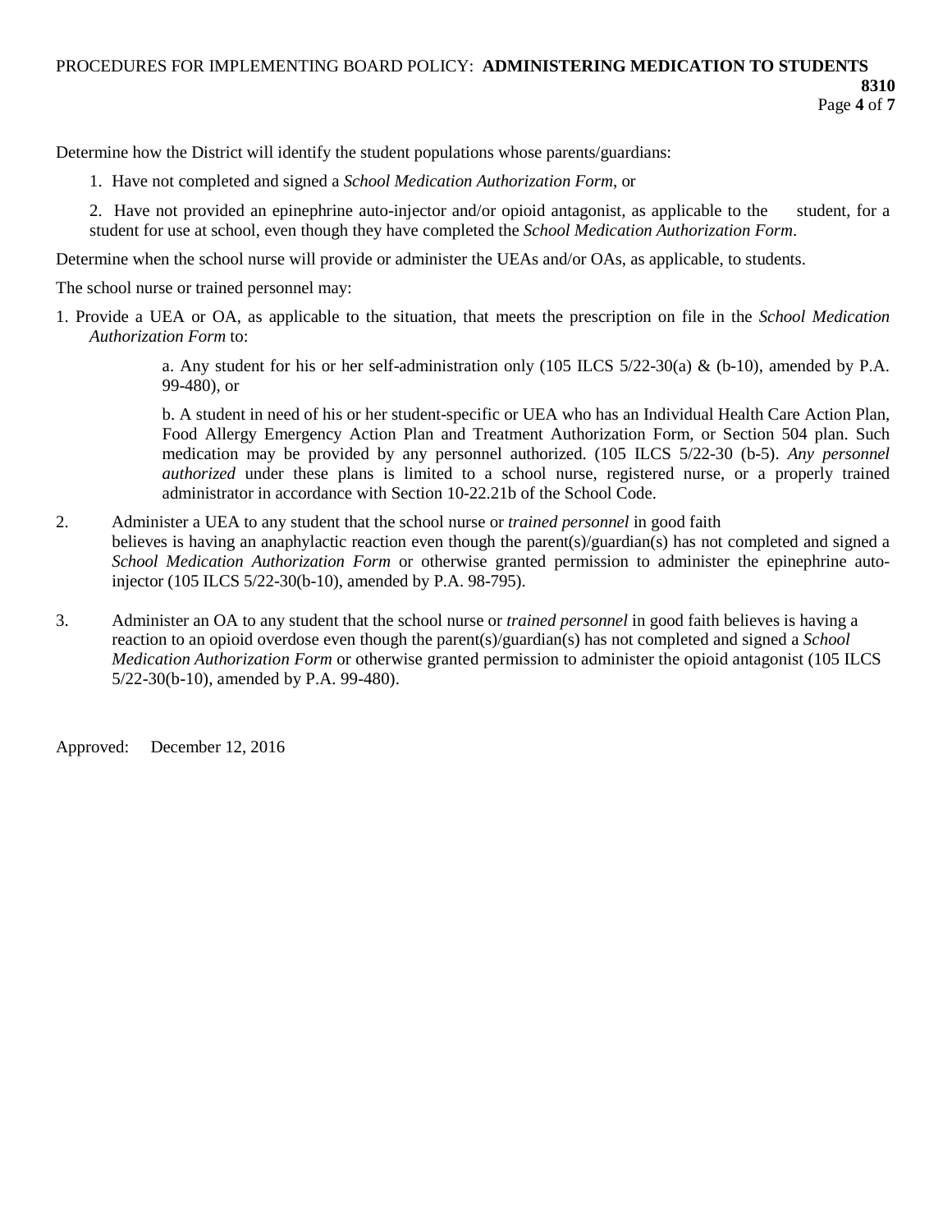Determine how the District will identify the student populations whose parents/guardians:

1. Have not completed and signed a *School Medication Authorization Form*, or

2. Have not provided an epinephrine auto-injector and/or opioid antagonist, as applicable to the student, for a student for use at school, even though they have completed the *School Medication Authorization Form*.

Determine when the school nurse will provide or administer the UEAs and/or OAs, as applicable, to students.

The school nurse or trained personnel may:

1. Provide a UEA or OA, as applicable to the situation, that meets the prescription on file in the *School Medication Authorization Form* to:

   a. Any student for his or her self-administration only (105 ILCS 5/22-30(a) & (b-10), amended by P.A. 99-480), or

   b. A student in need of his or her student-specific or UEA who has an Individual Health Care Action Plan, Food Allergy Emergency Action Plan and Treatment Authorization Form, or Section 504 plan. Such medication may be provided by any personnel authorized. (105 ILCS 5/22-30 (b-5). *Any personnel authorized* under these plans is limited to a school nurse, registered nurse, or a properly trained administrator in accordance with Section 10-22.21b of the School Code.

2. Administer a UEA to any student that the school nurse or *trained personnel* in good faith believes is having an anaphylactic reaction even though the parent(s)/guardian(s) has not completed and signed a *School Medication Authorization Form* or otherwise granted permission to administer the epinephrine auto-injector (105 ILCS 5/22-30(b-10), amended by P.A. 98-795).

3. Administer an OA to any student that the school nurse or *trained personnel* in good faith believes is having a reaction to an opioid overdose even though the parent(s)/guardian(s) has not completed and signed a *School Medication Authorization Form* or otherwise granted permission to administer the opioid antagonist (105 ILCS 5/22-30(b-10), amended by P.A. 99-480).

Approved: December 12, 2016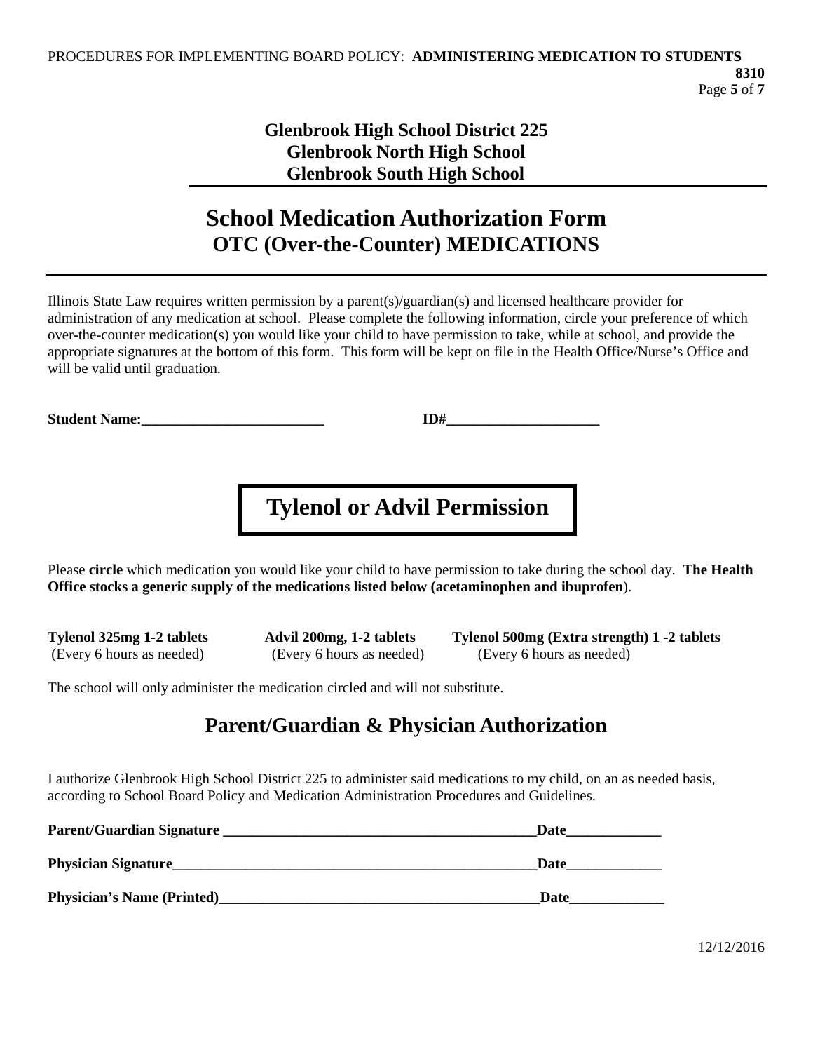**Glenbrook High School District 225**
**Glenbrook North High School**
**Glenbrook South High School**

# School Medication Authorization Form

## OTC (Over-the-Counter) MEDICATIONS

Illinois State Law requires written permission by a parent(s)/guardian(s) and licensed healthcare provider for administration of any medication at school. Please complete the following information, circle your preference of which over-the-counter medication(s) you would like your child to have permission to take, while at school, and provide the appropriate signatures at the bottom of this form. This form will be kept on file in the Health Office/Nurse's Office and will be valid until graduation.

**Student Name:__________________________** **ID#_____________________**

## Tylenol or Advil Permission

Please **circle** which medication you would like your child to have permission to take during the school day. **The Health Office stocks a generic supply of the medications listed below (acetaminophen and ibuprofen**).

| **Tylenol 325mg 1-2 tablets** | **Advil 200mg, 1-2 tablets** | **Tylenol 500mg (Extra strength) 1 -2 tablets** |
|---|---|---|
| (Every 6 hours as needed) | (Every 6 hours as needed) | (Every 6 hours as needed) |

The school will only administer the medication circled and will not substitute.

## Parent/Guardian & Physician Authorization

I authorize Glenbrook High School District 225 to administer said medications to my child, on an as needed basis, according to School Board Policy and Medication Administration Procedures and Guidelines.

**Parent/Guardian Signature _____________________________________________Date_____________**

**Physician Signature____________________________________________________Date_____________**

**Physician's Name (Printed)______________________________________________Date_____________**

12/12/2016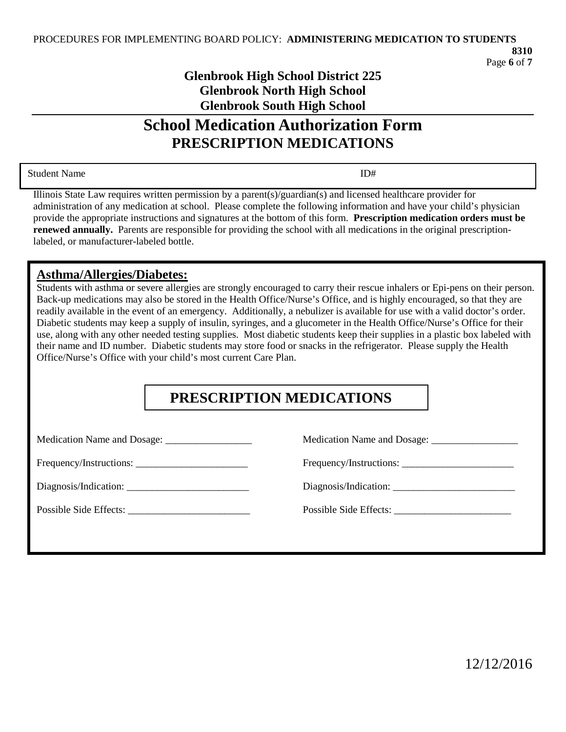**Glenbrook High School District 225**
**Glenbrook North High School**
**Glenbrook South High School**

# School Medication Authorization Form

## PRESCRIPTION MEDICATIONS

Student Name ID#

Illinois State Law requires written permission by a parent(s)/guardian(s) and licensed healthcare provider for administration of any medication at school. Please complete the following information and have your child's physician provide the appropriate instructions and signatures at the bottom of this form. **Prescription medication orders must be renewed annually.** Parents are responsible for providing the school with all medications in the original prescription-labeled, or manufacturer-labeled bottle.

### Asthma/Allergies/Diabetes:

Students with asthma or severe allergies are strongly encouraged to carry their rescue inhalers or Epi-pens on their person. Back-up medications may also be stored in the Health Office/Nurse's Office, and is highly encouraged, so that they are readily available in the event of an emergency. Additionally, a nebulizer is available for use with a valid doctor's order. Diabetic students may keep a supply of insulin, syringes, and a glucometer in the Health Office/Nurse's Office for their use, along with any other needed testing supplies. Most diabetic students keep their supplies in a plastic box labeled with their name and ID number. Diabetic students may store food or snacks in the refrigerator. Please supply the Health Office/Nurse's Office with your child's most current Care Plan.

## PRESCRIPTION MEDICATIONS

Medication Name and Dosage: _________________

Frequency/Instructions: ______________________

Diagnosis/Indication: ________________________

Possible Side Effects: ________________________

Medication Name and Dosage: _________________

Frequency/Instructions: ______________________

Diagnosis/Indication: ________________________

Possible Side Effects: _______________________

12/12/2016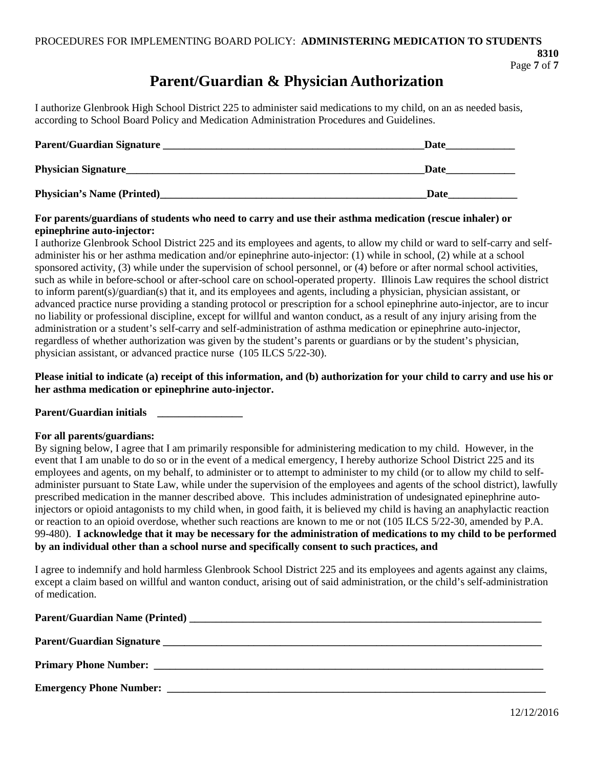# Parent/Guardian & Physician Authorization

I authorize Glenbrook High School District 225 to administer said medications to my child, on an as needed basis, according to School Board Policy and Medication Administration Procedures and Guidelines.

**Parent/Guardian Signature \_\_\_\_\_\_\_\_\_\_\_\_\_\_\_\_\_\_\_\_\_\_\_\_\_\_\_\_\_\_\_\_\_\_\_\_\_\_\_\_\_\_\_\_\_\_\_\_\_\_\_\_Date\_\_\_\_\_\_\_\_\_\_\_\_\_\_**

**Physician Signature\_\_\_\_\_\_\_\_\_\_\_\_\_\_\_\_\_\_\_\_\_\_\_\_\_\_\_\_\_\_\_\_\_\_\_\_\_\_\_\_\_\_\_\_\_\_\_\_\_\_\_\_\_\_\_\_\_\_\_\_Date\_\_\_\_\_\_\_\_\_\_\_\_\_\_**

**Physician's Name (Printed)\_\_\_\_\_\_\_\_\_\_\_\_\_\_\_\_\_\_\_\_\_\_\_\_\_\_\_\_\_\_\_\_\_\_\_\_\_\_\_\_\_\_\_\_\_\_\_\_\_\_\_\_\_\_\_Date\_\_\_\_\_\_\_\_\_\_\_\_\_\_**

**For parents/guardians of students who need to carry and use their asthma medication (rescue inhaler) or epinephrine auto-injector:**

I authorize Glenbrook School District 225 and its employees and agents, to allow my child or ward to self-carry and self-administer his or her asthma medication and/or epinephrine auto-injector: (1) while in school, (2) while at a school sponsored activity, (3) while under the supervision of school personnel, or (4) before or after normal school activities, such as while in before-school or after-school care on school-operated property. Illinois Law requires the school district to inform parent(s)/guardian(s) that it, and its employees and agents, including a physician, physician assistant, or advanced practice nurse providing a standing protocol or prescription for a school epinephrine auto-injector, are to incur no liability or professional discipline, except for willful and wanton conduct, as a result of any injury arising from the administration or a student's self-carry and self-administration of asthma medication or epinephrine auto-injector, regardless of whether authorization was given by the student's parents or guardians or by the student's physician, physician assistant, or advanced practice nurse (105 ILCS 5/22-30).

**Please initial to indicate (a) receipt of this information, and (b) authorization for your child to carry and use his or her asthma medication or epinephrine auto-injector.**

**Parent/Guardian initials \_\_\_\_\_\_\_\_\_\_\_\_\_\_\_\_\_**

**For all parents/guardians:**

By signing below, I agree that I am primarily responsible for administering medication to my child. However, in the event that I am unable to do so or in the event of a medical emergency, I hereby authorize School District 225 and its employees and agents, on my behalf, to administer or to attempt to administer to my child (or to allow my child to self-administer pursuant to State Law, while under the supervision of the employees and agents of the school district), lawfully prescribed medication in the manner described above. This includes administration of undesignated epinephrine auto-injectors or opioid antagonists to my child when, in good faith, it is believed my child is having an anaphylactic reaction or reaction to an opioid overdose, whether such reactions are known to me or not (105 ILCS 5/22-30, amended by P.A. 99-480). **I acknowledge that it may be necessary for the administration of medications to my child to be performed by an individual other than a school nurse and specifically consent to such practices, and**

I agree to indemnify and hold harmless Glenbrook School District 225 and its employees and agents against any claims, except a claim based on willful and wanton conduct, arising out of said administration, or the child's self-administration of medication.

**Parent/Guardian Name (Printed) \_\_\_\_\_\_\_\_\_\_\_\_\_\_\_\_\_\_\_\_\_\_\_\_\_\_\_\_\_\_\_\_\_\_\_\_\_\_\_\_\_\_\_\_\_\_\_\_\_\_\_\_\_\_\_\_\_\_\_\_\_\_\_\_\_\_\_\_\_\_**

**Parent/Guardian Signature \_\_\_\_\_\_\_\_\_\_\_\_\_\_\_\_\_\_\_\_\_\_\_\_\_\_\_\_\_\_\_\_\_\_\_\_\_\_\_\_\_\_\_\_\_\_\_\_\_\_\_\_\_\_\_\_\_\_\_\_\_\_\_\_\_\_\_\_\_\_\_\_\_\_\_**

**Primary Phone Number: \_\_\_\_\_\_\_\_\_\_\_\_\_\_\_\_\_\_\_\_\_\_\_\_\_\_\_\_\_\_\_\_\_\_\_\_\_\_\_\_\_\_\_\_\_\_\_\_\_\_\_\_\_\_\_\_\_\_\_\_\_\_\_\_\_\_\_\_\_\_\_\_\_\_\_\_**

**Emergency Phone Number: \_\_\_\_\_\_\_\_\_\_\_\_\_\_\_\_\_\_\_\_\_\_\_\_\_\_\_\_\_\_\_\_\_\_\_\_\_\_\_\_\_\_\_\_\_\_\_\_\_\_\_\_\_\_\_\_\_\_\_\_\_\_\_\_\_\_\_\_\_\_\_\_\_\_**

12/12/2016